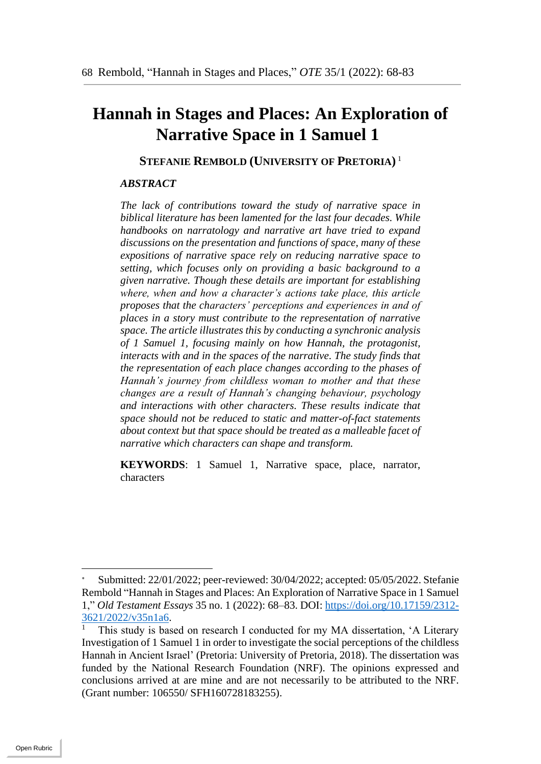# Hannah in Stages and Places: An Exploration of Narrative Space in 1 Samuel 1

**STEFANIE REMBOLD (UNIVERSITY OF PRETORIA)** [1]

***ABSTRACT***

*The lack of contributions toward the study of narrative space in biblical literature has been lamented for the last four decades. While handbooks on narratology and narrative art have tried to expand discussions on the presentation and functions of space, many of these expositions of narrative space rely on reducing narrative space to setting, which focuses only on providing a basic background to a given narrative. Though these details are important for establishing where, when and how a character's actions take place, this article proposes that the characters' perceptions and experiences in and of places in a story must contribute to the representation of narrative space. The article illustrates this by conducting a synchronic analysis of 1 Samuel 1, focusing mainly on how Hannah, the protagonist, interacts with and in the spaces of the narrative. The study finds that the representation of each place changes according to the phases of Hannah's journey from childless woman to mother and that these changes are a result of Hannah's changing behaviour, psychology and interactions with other characters. These results indicate that space should not be reduced to static and matter-of-fact statements about context but that space should be treated as a malleable facet of narrative which characters can shape and transform.*

**KEYWORDS**: 1 Samuel 1, Narrative space, place, narrator, characters

---

[*] Submitted: 22/01/2022; peer-reviewed: 30/04/2022; accepted: 05/05/2022. Stefanie Rembold "Hannah in Stages and Places: An Exploration of Narrative Space in 1 Samuel 1," *Old Testament Essays* 35 no. 1 (2022): 68–83. DOI: https://doi.org/10.17159/2312-3621/2022/v35n1a6.

[1] This study is based on research I conducted for my MA dissertation, 'A Literary Investigation of 1 Samuel 1 in order to investigate the social perceptions of the childless Hannah in Ancient Israel' (Pretoria: University of Pretoria, 2018). The dissertation was funded by the National Research Foundation (NRF). The opinions expressed and conclusions arrived at are mine and are not necessarily to be attributed to the NRF. (Grant number: 106550/ SFH160728183255).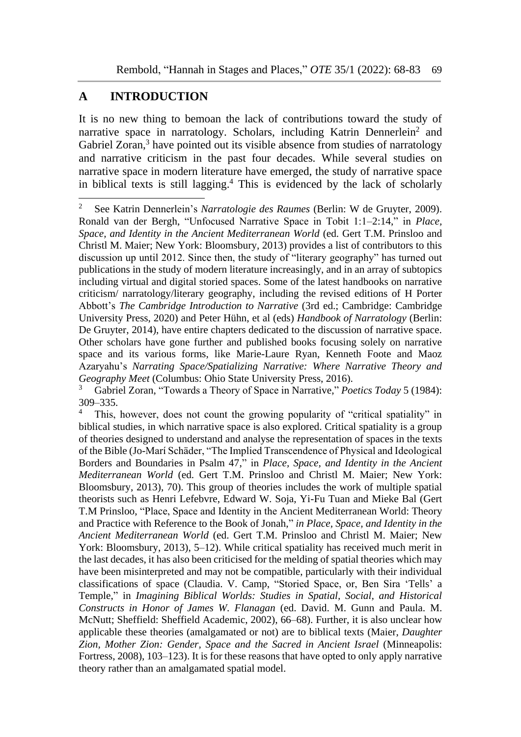## A INTRODUCTION

It is no new thing to bemoan the lack of contributions toward the study of narrative space in narratology. Scholars, including Katrin Dennerlein[2] and Gabriel Zoran,[3] have pointed out its visible absence from studies of narratology and narrative criticism in the past four decades. While several studies on narrative space in modern literature have emerged, the study of narrative space in biblical texts is still lagging.[4] This is evidenced by the lack of scholarly

---

[2] See Katrin Dennerlein's *Narratologie des Raumes* (Berlin: W de Gruyter, 2009). Ronald van der Bergh, "Unfocused Narrative Space in Tobit 1:1–2:14," in *Place, Space, and Identity in the Ancient Mediterranean World* (ed. Gert T.M. Prinsloo and Christl M. Maier; New York: Bloomsbury, 2013) provides a list of contributors to this discussion up until 2012. Since then, the study of "literary geography" has turned out publications in the study of modern literature increasingly, and in an array of subtopics including virtual and digital storied spaces. Some of the latest handbooks on narrative criticism/ narratology/literary geography, including the revised editions of H Porter Abbott's *The Cambridge Introduction to Narrative* (3rd ed.; Cambridge: Cambridge University Press, 2020) and Peter Hühn, et al (eds) *Handbook of Narratology* (Berlin: De Gruyter, 2014), have entire chapters dedicated to the discussion of narrative space. Other scholars have gone further and published books focusing solely on narrative space and its various forms, like Marie-Laure Ryan, Kenneth Foote and Maoz Azaryahu's *Narrating Space/Spatializing Narrative: Where Narrative Theory and Geography Meet* (Columbus: Ohio State University Press, 2016).

[3] Gabriel Zoran, "Towards a Theory of Space in Narrative," *Poetics Today* 5 (1984): 309–335.

[4] This, however, does not count the growing popularity of "critical spatiality" in biblical studies, in which narrative space is also explored. Critical spatiality is a group of theories designed to understand and analyse the representation of spaces in the texts of the Bible (Jo-Marí Schäder, "The Implied Transcendence of Physical and Ideological Borders and Boundaries in Psalm 47," in *Place, Space, and Identity in the Ancient Mediterranean World* (ed. Gert T.M. Prinsloo and Christl M. Maier; New York: Bloomsbury, 2013), 70). This group of theories includes the work of multiple spatial theorists such as Henri Lefebvre, Edward W. Soja, Yi-Fu Tuan and Mieke Bal (Gert T.M Prinsloo, "Place, Space and Identity in the Ancient Mediterranean World: Theory and Practice with Reference to the Book of Jonah," *in Place, Space, and Identity in the Ancient Mediterranean World* (ed. Gert T.M. Prinsloo and Christl M. Maier; New York: Bloomsbury, 2013), 5–12). While critical spatiality has received much merit in the last decades, it has also been criticised for the melding of spatial theories which may have been misinterpreted and may not be compatible, particularly with their individual classifications of space (Claudia. V. Camp, "Storied Space, or, Ben Sira 'Tells' a Temple," in *Imagining Biblical Worlds: Studies in Spatial, Social, and Historical Constructs in Honor of James W. Flanagan* (ed. David. M. Gunn and Paula. M. McNutt; Sheffield: Sheffield Academic, 2002), 66–68). Further, it is also unclear how applicable these theories (amalgamated or not) are to biblical texts (Maier, *Daughter Zion, Mother Zion: Gender, Space and the Sacred in Ancient Israel* (Minneapolis: Fortress, 2008), 103–123). It is for these reasons that have opted to only apply narrative theory rather than an amalgamated spatial model.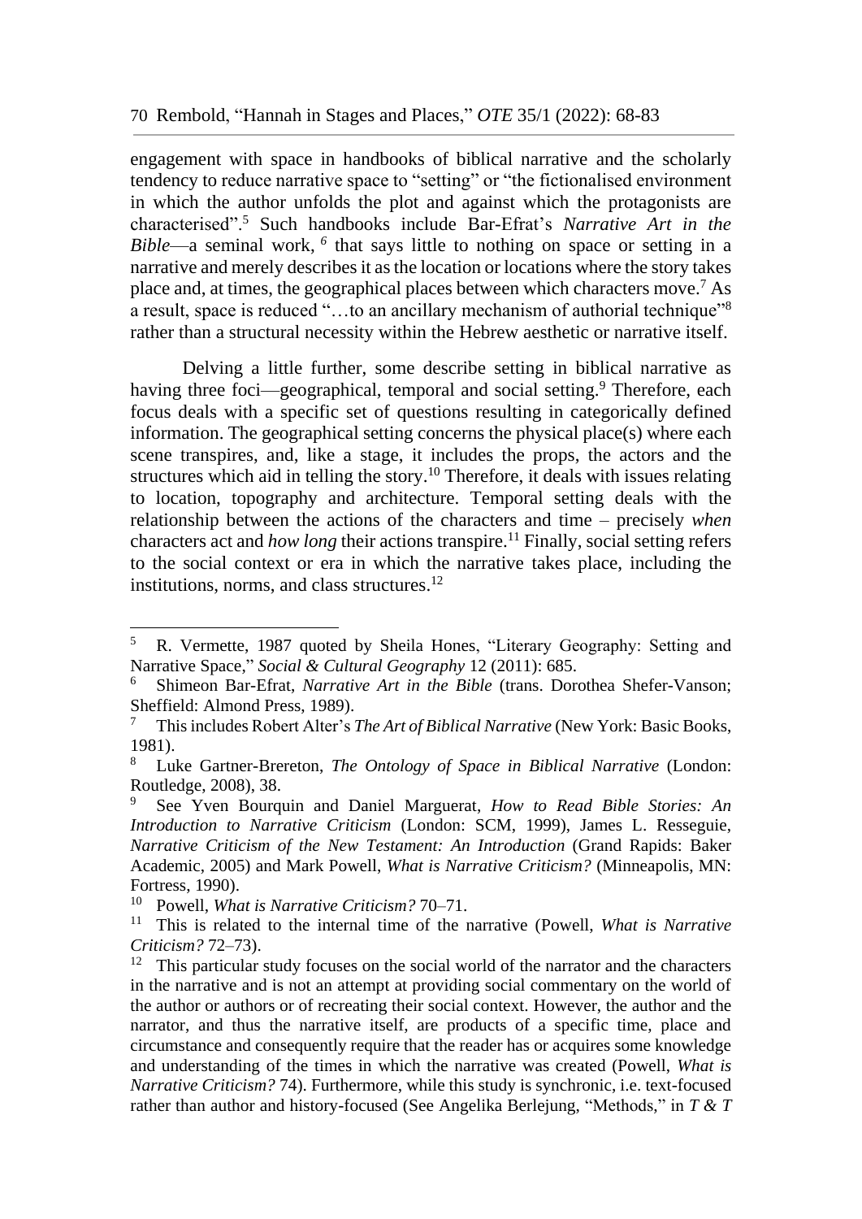engagement with space in handbooks of biblical narrative and the scholarly tendency to reduce narrative space to "setting" or "the fictionalised environment in which the author unfolds the plot and against which the protagonists are characterised".[5] Such handbooks include Bar-Efrat's *Narrative Art in the Bible*—a seminal work,[6] that says little to nothing on space or setting in a narrative and merely describes it as the location or locations where the story takes place and, at times, the geographical places between which characters move.[7] As a result, space is reduced "…to an ancillary mechanism of authorial technique"[8] rather than a structural necessity within the Hebrew aesthetic or narrative itself.

Delving a little further, some describe setting in biblical narrative as having three foci—geographical, temporal and social setting.[9] Therefore, each focus deals with a specific set of questions resulting in categorically defined information. The geographical setting concerns the physical place(s) where each scene transpires, and, like a stage, it includes the props, the actors and the structures which aid in telling the story.[10] Therefore, it deals with issues relating to location, topography and architecture. Temporal setting deals with the relationship between the actions of the characters and time – precisely *when* characters act and *how long* their actions transpire.[11] Finally, social setting refers to the social context or era in which the narrative takes place, including the institutions, norms, and class structures.[12]

---

[5] R. Vermette, 1987 quoted by Sheila Hones, "Literary Geography: Setting and Narrative Space," *Social & Cultural Geography* 12 (2011): 685.

[6] Shimeon Bar-Efrat, *Narrative Art in the Bible* (trans. Dorothea Shefer-Vanson; Sheffield: Almond Press, 1989).

[7] This includes Robert Alter's *The Art of Biblical Narrative* (New York: Basic Books, 1981).

[8] Luke Gartner-Brereton, *The Ontology of Space in Biblical Narrative* (London: Routledge, 2008), 38.

[9] See Yven Bourquin and Daniel Marguerat, *How to Read Bible Stories: An Introduction to Narrative Criticism* (London: SCM, 1999), James L. Resseguie, *Narrative Criticism of the New Testament: An Introduction* (Grand Rapids: Baker Academic, 2005) and Mark Powell, *What is Narrative Criticism?* (Minneapolis, MN: Fortress, 1990).

[10] Powell, *What is Narrative Criticism?* 70–71.

[11] This is related to the internal time of the narrative (Powell, *What is Narrative Criticism?* 72–73).

[12] This particular study focuses on the social world of the narrator and the characters in the narrative and is not an attempt at providing social commentary on the world of the author or authors or of recreating their social context. However, the author and the narrator, and thus the narrative itself, are products of a specific time, place and circumstance and consequently require that the reader has or acquires some knowledge and understanding of the times in which the narrative was created (Powell, *What is Narrative Criticism?* 74). Furthermore, while this study is synchronic, i.e. text-focused rather than author and history-focused (See Angelika Berlejung, "Methods," in *T & T*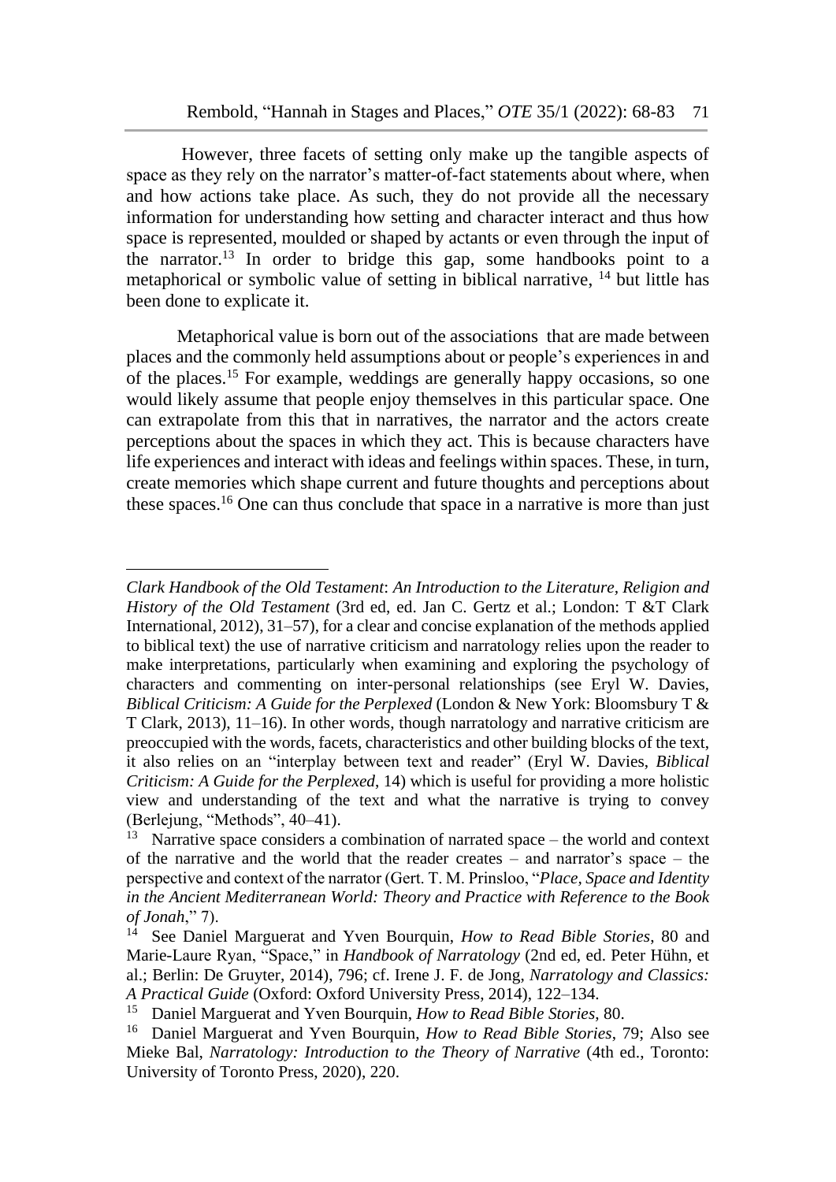However, three facets of setting only make up the tangible aspects of space as they rely on the narrator's matter-of-fact statements about where, when and how actions take place. As such, they do not provide all the necessary information for understanding how setting and character interact and thus how space is represented, moulded or shaped by actants or even through the input of the narrator.[13] In order to bridge this gap, some handbooks point to a metaphorical or symbolic value of setting in biblical narrative, [14] but little has been done to explicate it.

Metaphorical value is born out of the associations that are made between places and the commonly held assumptions about or people's experiences in and of the places.[15] For example, weddings are generally happy occasions, so one would likely assume that people enjoy themselves in this particular space. One can extrapolate from this that in narratives, the narrator and the actors create perceptions about the spaces in which they act. This is because characters have life experiences and interact with ideas and feelings within spaces. These, in turn, create memories which shape current and future thoughts and perceptions about these spaces.[16] One can thus conclude that space in a narrative is more than just

---

*Clark Handbook of the Old Testament*: *An Introduction to the Literature, Religion and History of the Old Testament* (3rd ed, ed. Jan C. Gertz et al.; London: T &T Clark International, 2012), 31–57), for a clear and concise explanation of the methods applied to biblical text) the use of narrative criticism and narratology relies upon the reader to make interpretations, particularly when examining and exploring the psychology of characters and commenting on inter-personal relationships (see Eryl W. Davies, *Biblical Criticism: A Guide for the Perplexed* (London & New York: Bloomsbury T & T Clark, 2013), 11–16). In other words, though narratology and narrative criticism are preoccupied with the words, facets, characteristics and other building blocks of the text, it also relies on an "interplay between text and reader" (Eryl W. Davies, *Biblical Criticism: A Guide for the Perplexed*, 14) which is useful for providing a more holistic view and understanding of the text and what the narrative is trying to convey (Berlejung, "Methods", 40–41).

[13] Narrative space considers a combination of narrated space – the world and context of the narrative and the world that the reader creates – and narrator's space – the perspective and context of the narrator (Gert. T. M. Prinsloo, "*Place, Space and Identity in the Ancient Mediterranean World: Theory and Practice with Reference to the Book of Jonah*," 7).

[14] See Daniel Marguerat and Yven Bourquin, *How to Read Bible Stories*, 80 and Marie-Laure Ryan, "Space," in *Handbook of Narratology* (2nd ed, ed. Peter Hühn, et al.; Berlin: De Gruyter, 2014), 796; cf. Irene J. F. de Jong, *Narratology and Classics: A Practical Guide* (Oxford: Oxford University Press, 2014), 122–134.

[15] Daniel Marguerat and Yven Bourquin, *How to Read Bible Stories*, 80.

[16] Daniel Marguerat and Yven Bourquin, *How to Read Bible Stories*, 79; Also see Mieke Bal, *Narratology: Introduction to the Theory of Narrative* (4th ed., Toronto: University of Toronto Press, 2020), 220.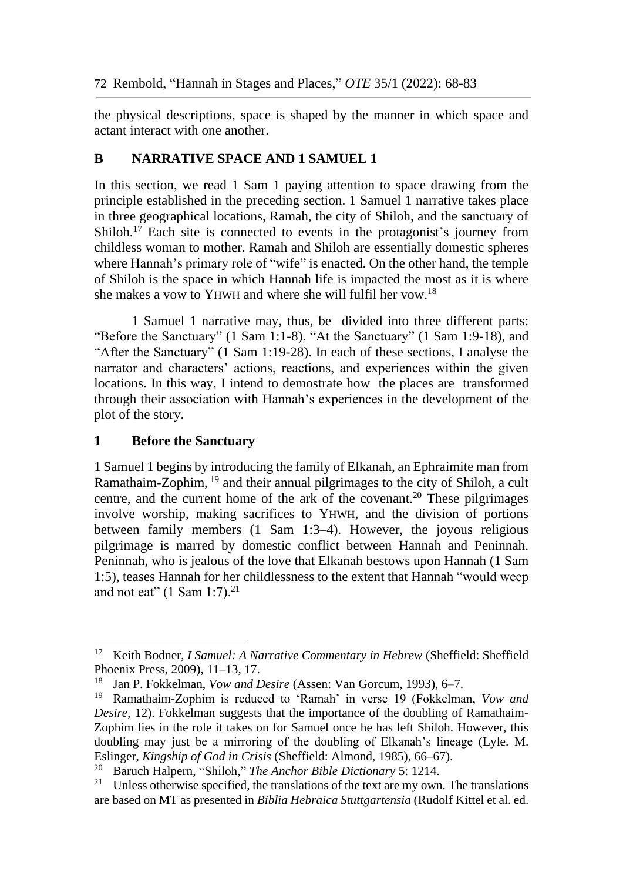the physical descriptions, space is shaped by the manner in which space and actant interact with one another.

## B NARRATIVE SPACE AND 1 SAMUEL 1

In this section, we read 1 Sam 1 paying attention to space drawing from the principle established in the preceding section. 1 Samuel 1 narrative takes place in three geographical locations, Ramah, the city of Shiloh, and the sanctuary of Shiloh.[17] Each site is connected to events in the protagonist's journey from childless woman to mother. Ramah and Shiloh are essentially domestic spheres where Hannah's primary role of "wife" is enacted. On the other hand, the temple of Shiloh is the space in which Hannah life is impacted the most as it is where she makes a vow to YHWH and where she will fulfil her vow.[18]

1 Samuel 1 narrative may, thus, be divided into three different parts: "Before the Sanctuary" (1 Sam 1:1-8), "At the Sanctuary" (1 Sam 1:9-18), and "After the Sanctuary" (1 Sam 1:19-28). In each of these sections, I analyse the narrator and characters' actions, reactions, and experiences within the given locations. In this way, I intend to demostrate how the places are transformed through their association with Hannah's experiences in the development of the plot of the story.

### 1 Before the Sanctuary

1 Samuel 1 begins by introducing the family of Elkanah, an Ephraimite man from Ramathaim-Zophim,[19] and their annual pilgrimages to the city of Shiloh, a cult centre, and the current home of the ark of the covenant.[20] These pilgrimages involve worship, making sacrifices to YHWH, and the division of portions between family members (1 Sam 1:3–4). However, the joyous religious pilgrimage is marred by domestic conflict between Hannah and Peninnah. Peninnah, who is jealous of the love that Elkanah bestows upon Hannah (1 Sam 1:5), teases Hannah for her childlessness to the extent that Hannah "would weep and not eat" (1 Sam 1:7).[21]

---

[17] Keith Bodner, *I Samuel: A Narrative Commentary in Hebrew* (Sheffield: Sheffield Phoenix Press, 2009), 11–13, 17.

[18] Jan P. Fokkelman, *Vow and Desire* (Assen: Van Gorcum, 1993), 6–7.

[19] Ramathaim-Zophim is reduced to 'Ramah' in verse 19 (Fokkelman, *Vow and Desire*, 12). Fokkelman suggests that the importance of the doubling of Ramathaim-Zophim lies in the role it takes on for Samuel once he has left Shiloh. However, this doubling may just be a mirroring of the doubling of Elkanah's lineage (Lyle. M. Eslinger, *Kingship of God in Crisis* (Sheffield: Almond, 1985), 66–67).

[20] Baruch Halpern, "Shiloh," *The Anchor Bible Dictionary* 5: 1214.

[21] Unless otherwise specified, the translations of the text are my own. The translations are based on MT as presented in *Biblia Hebraica Stuttgartensia* (Rudolf Kittel et al. ed.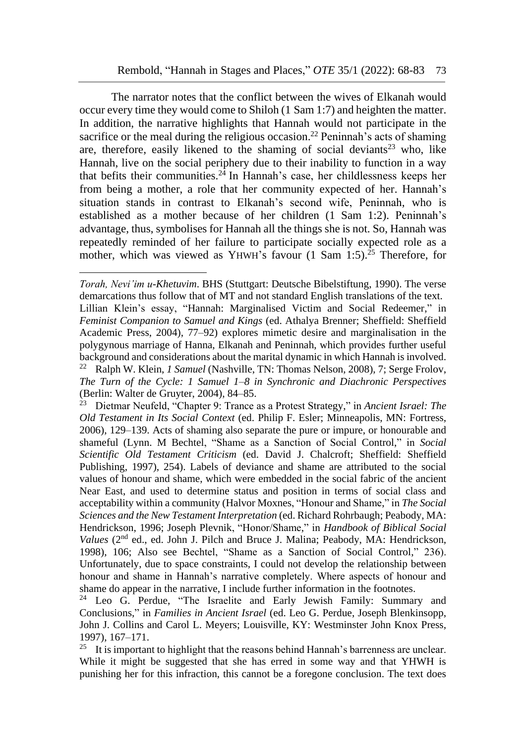The narrator notes that the conflict between the wives of Elkanah would occur every time they would come to Shiloh (1 Sam 1:7) and heighten the matter. In addition, the narrative highlights that Hannah would not participate in the sacrifice or the meal during the religious occasion.[22] Peninnah's acts of shaming are, therefore, easily likened to the shaming of social deviants[23] who, like Hannah, live on the social periphery due to their inability to function in a way that befits their communities.[24] In Hannah's case, her childlessness keeps her from being a mother, a role that her community expected of her. Hannah's situation stands in contrast to Elkanah's second wife, Peninnah, who is established as a mother because of her children (1 Sam 1:2). Peninnah's advantage, thus, symbolises for Hannah all the things she is not. So, Hannah was repeatedly reminded of her failure to participate socially expected role as a mother, which was viewed as YHWH's favour (1 Sam 1:5).[25] Therefore, for

---

*Torah, Nevi'im u-Khetuvim*. BHS (Stuttgart: Deutsche Bibelstiftung, 1990). The verse demarcations thus follow that of MT and not standard English translations of the text. Lillian Klein's essay, "Hannah: Marginalised Victim and Social Redeemer," in *Feminist Companion to Samuel and Kings* (ed. Athalya Brenner; Sheffield: Sheffield Academic Press, 2004), 77–92) explores mimetic desire and marginalisation in the polygynous marriage of Hanna, Elkanah and Peninnah, which provides further useful background and considerations about the marital dynamic in which Hannah is involved.

[22] Ralph W. Klein, *1 Samuel* (Nashville, TN: Thomas Nelson, 2008), 7; Serge Frolov, *The Turn of the Cycle: 1 Samuel 1–8 in Synchronic and Diachronic Perspectives* (Berlin: Walter de Gruyter, 2004), 84–85.

[23] Dietmar Neufeld, "Chapter 9: Trance as a Protest Strategy," in *Ancient Israel: The Old Testament in Its Social Context* (ed. Philip F. Esler; Minneapolis, MN: Fortress, 2006), 129–139. Acts of shaming also separate the pure or impure, or honourable and shameful (Lynn. M Bechtel, "Shame as a Sanction of Social Control," in *Social Scientific Old Testament Criticism* (ed. David J. Chalcroft; Sheffield: Sheffield Publishing, 1997), 254). Labels of deviance and shame are attributed to the social values of honour and shame, which were embedded in the social fabric of the ancient Near East, and used to determine status and position in terms of social class and acceptability within a community (Halvor Moxnes, "Honour and Shame," in *The Social Sciences and the New Testament Interpretation* (ed. Richard Rohrbaugh; Peabody, MA: Hendrickson, 1996; Joseph Plevnik, "Honor/Shame," in *Handbook of Biblical Social Values* (2nd ed., ed. John J. Pilch and Bruce J. Malina; Peabody, MA: Hendrickson, 1998), 106; Also see Bechtel, "Shame as a Sanction of Social Control," 236). Unfortunately, due to space constraints, I could not develop the relationship between honour and shame in Hannah's narrative completely. Where aspects of honour and shame do appear in the narrative, I include further information in the footnotes.

[24] Leo G. Perdue, "The Israelite and Early Jewish Family: Summary and Conclusions," in *Families in Ancient Israel* (ed. Leo G. Perdue, Joseph Blenkinsopp, John J. Collins and Carol L. Meyers; Louisville, KY: Westminster John Knox Press, 1997), 167–171.

[25] It is important to highlight that the reasons behind Hannah's barrenness are unclear. While it might be suggested that she has erred in some way and that YHWH is punishing her for this infraction, this cannot be a foregone conclusion. The text does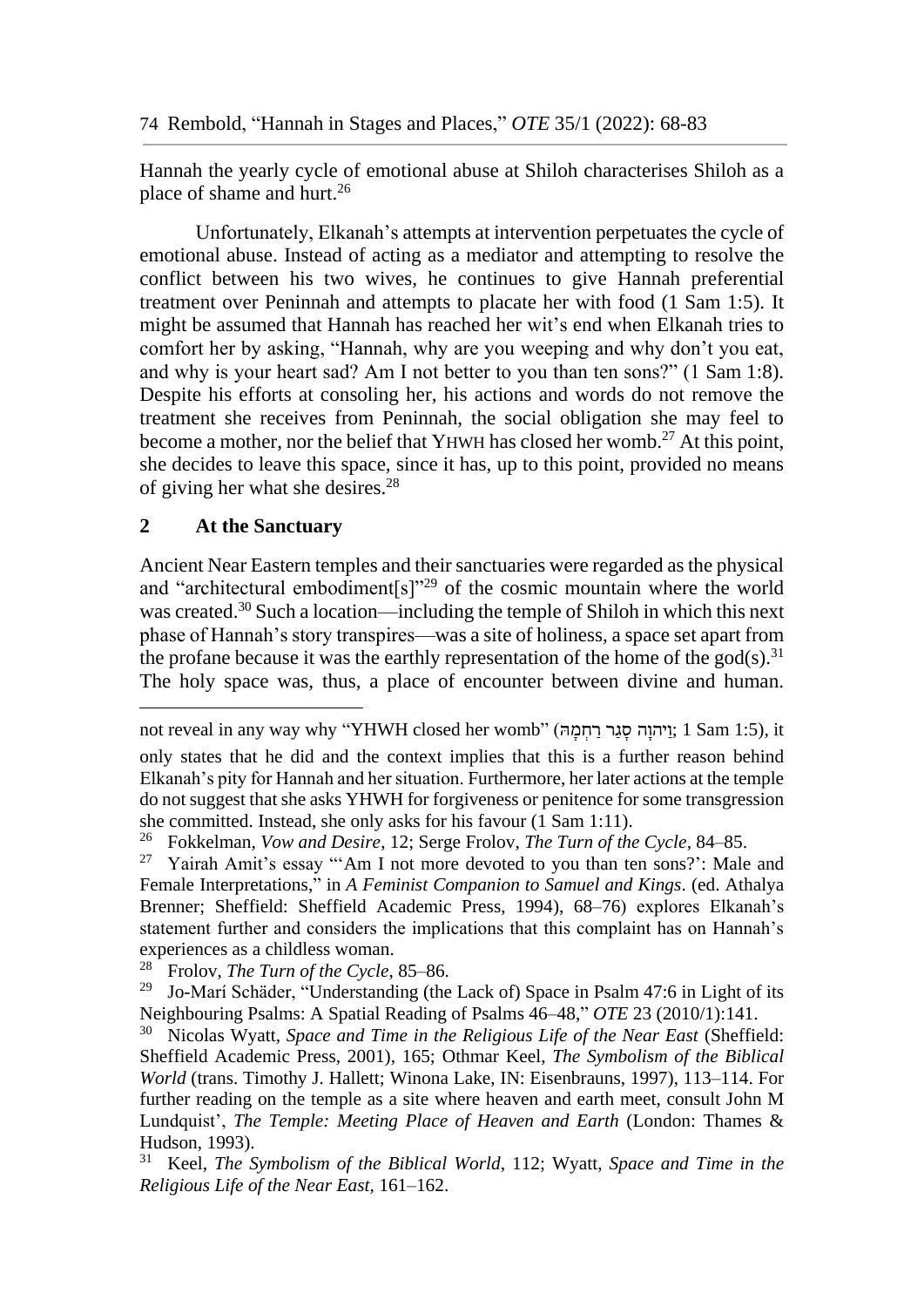Hannah the yearly cycle of emotional abuse at Shiloh characterises Shiloh as a place of shame and hurt.[26]

Unfortunately, Elkanah's attempts at intervention perpetuates the cycle of emotional abuse. Instead of acting as a mediator and attempting to resolve the conflict between his two wives, he continues to give Hannah preferential treatment over Peninnah and attempts to placate her with food (1 Sam 1:5). It might be assumed that Hannah has reached her wit's end when Elkanah tries to comfort her by asking, "Hannah, why are you weeping and why don't you eat, and why is your heart sad? Am I not better to you than ten sons?" (1 Sam 1:8). Despite his efforts at consoling her, his actions and words do not remove the treatment she receives from Peninnah, the social obligation she may feel to become a mother, nor the belief that YHWH has closed her womb.[27] At this point, she decides to leave this space, since it has, up to this point, provided no means of giving her what she desires.[28]

## 2 At the Sanctuary

Ancient Near Eastern temples and their sanctuaries were regarded as the physical and "architectural embodiment[s]"[29] of the cosmic mountain where the world was created.[30] Such a location—including the temple of Shiloh in which this next phase of Hannah's story transpires—was a site of holiness, a space set apart from the profane because it was the earthly representation of the home of the god(s).[31] The holy space was, thus, a place of encounter between divine and human.

---

not reveal in any way why "YHWH closed her womb" (וַיהוָה סָגַר רַחְמָהּ; 1 Sam 1:5), it only states that he did and the context implies that this is a further reason behind Elkanah's pity for Hannah and her situation. Furthermore, her later actions at the temple do not suggest that she asks YHWH for forgiveness or penitence for some transgression she committed. Instead, she only asks for his favour (1 Sam 1:11).

[26] Fokkelman, *Vow and Desire*, 12; Serge Frolov, *The Turn of the Cycle*, 84–85.

[27] Yairah Amit's essay "'Am I not more devoted to you than ten sons?': Male and Female Interpretations," in *A Feminist Companion to Samuel and Kings*. (ed. Athalya Brenner; Sheffield: Sheffield Academic Press, 1994), 68–76) explores Elkanah's statement further and considers the implications that this complaint has on Hannah's experiences as a childless woman.

[28] Frolov, *The Turn of the Cycle*, 85–86.

[29] Jo-Marí Schäder, "Understanding (the Lack of) Space in Psalm 47:6 in Light of its Neighbouring Psalms: A Spatial Reading of Psalms 46–48," *OTE* 23 (2010/1):141.

[30] Nicolas Wyatt, *Space and Time in the Religious Life of the Near East* (Sheffield: Sheffield Academic Press, 2001), 165; Othmar Keel, *The Symbolism of the Biblical World* (trans. Timothy J. Hallett; Winona Lake, IN: Eisenbrauns, 1997), 113–114. For further reading on the temple as a site where heaven and earth meet, consult John M Lundquist', *The Temple: Meeting Place of Heaven and Earth* (London: Thames & Hudson, 1993).

[31] Keel, *The Symbolism of the Biblical World*, 112; Wyatt, *Space and Time in the Religious Life of the Near East*, 161–162.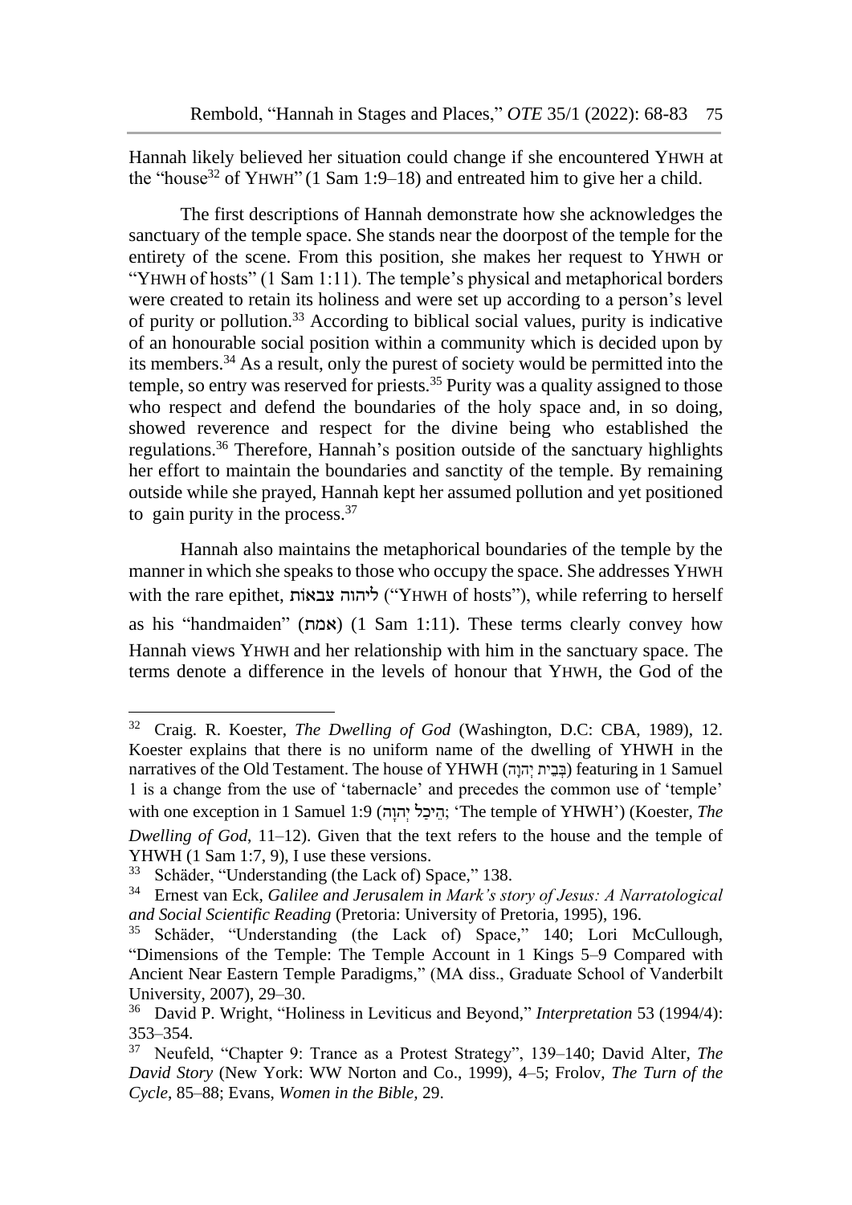Hannah likely believed her situation could change if she encountered YHWH at the "house[32] of YHWH" (1 Sam 1:9–18) and entreated him to give her a child.

The first descriptions of Hannah demonstrate how she acknowledges the sanctuary of the temple space. She stands near the doorpost of the temple for the entirety of the scene. From this position, she makes her request to YHWH or "YHWH of hosts" (1 Sam 1:11). The temple's physical and metaphorical borders were created to retain its holiness and were set up according to a person's level of purity or pollution.[33] According to biblical social values, purity is indicative of an honourable social position within a community which is decided upon by its members.[34] As a result, only the purest of society would be permitted into the temple, so entry was reserved for priests.[35] Purity was a quality assigned to those who respect and defend the boundaries of the holy space and, in so doing, showed reverence and respect for the divine being who established the regulations.[36] Therefore, Hannah's position outside of the sanctuary highlights her effort to maintain the boundaries and sanctity of the temple. By remaining outside while she prayed, Hannah kept her assumed pollution and yet positioned to gain purity in the process.[37]

Hannah also maintains the metaphorical boundaries of the temple by the manner in which she speaks to those who occupy the space. She addresses YHWH with the rare epithet, ליהוה צבאות ("YHWH of hosts"), while referring to herself as his "handmaiden" (אמת) (1 Sam 1:11). These terms clearly convey how Hannah views YHWH and her relationship with him in the sanctuary space. The terms denote a difference in the levels of honour that YHWH, the God of the

---

[32] Craig. R. Koester, *The Dwelling of God* (Washington, D.C: CBA, 1989), 12. Koester explains that there is no uniform name of the dwelling of YHWH in the narratives of the Old Testament. The house of YHWH (בְּבֵית יְהוָה) featuring in 1 Samuel 1 is a change from the use of 'tabernacle' and precedes the common use of 'temple' with one exception in 1 Samuel 1:9 (הֵיכַל יְהוָה; 'The temple of YHWH') (Koester, *The Dwelling of God*, 11–12). Given that the text refers to the house and the temple of YHWH (1 Sam 1:7, 9), I use these versions.

[33] Schäder, "Understanding (the Lack of) Space," 138.

[34] Ernest van Eck, *Galilee and Jerusalem in Mark's story of Jesus: A Narratological and Social Scientific Reading* (Pretoria: University of Pretoria, 1995), 196.

[35] Schäder, "Understanding (the Lack of) Space," 140; Lori McCullough, "Dimensions of the Temple: The Temple Account in 1 Kings 5–9 Compared with Ancient Near Eastern Temple Paradigms," (MA diss., Graduate School of Vanderbilt University, 2007), 29–30.

[36] David P. Wright, "Holiness in Leviticus and Beyond," *Interpretation* 53 (1994/4): 353–354.

[37] Neufeld, "Chapter 9: Trance as a Protest Strategy", 139–140; David Alter, *The David Story* (New York: WW Norton and Co., 1999), 4–5; Frolov, *The Turn of the Cycle*, 85–88; Evans, *Women in the Bible*, 29.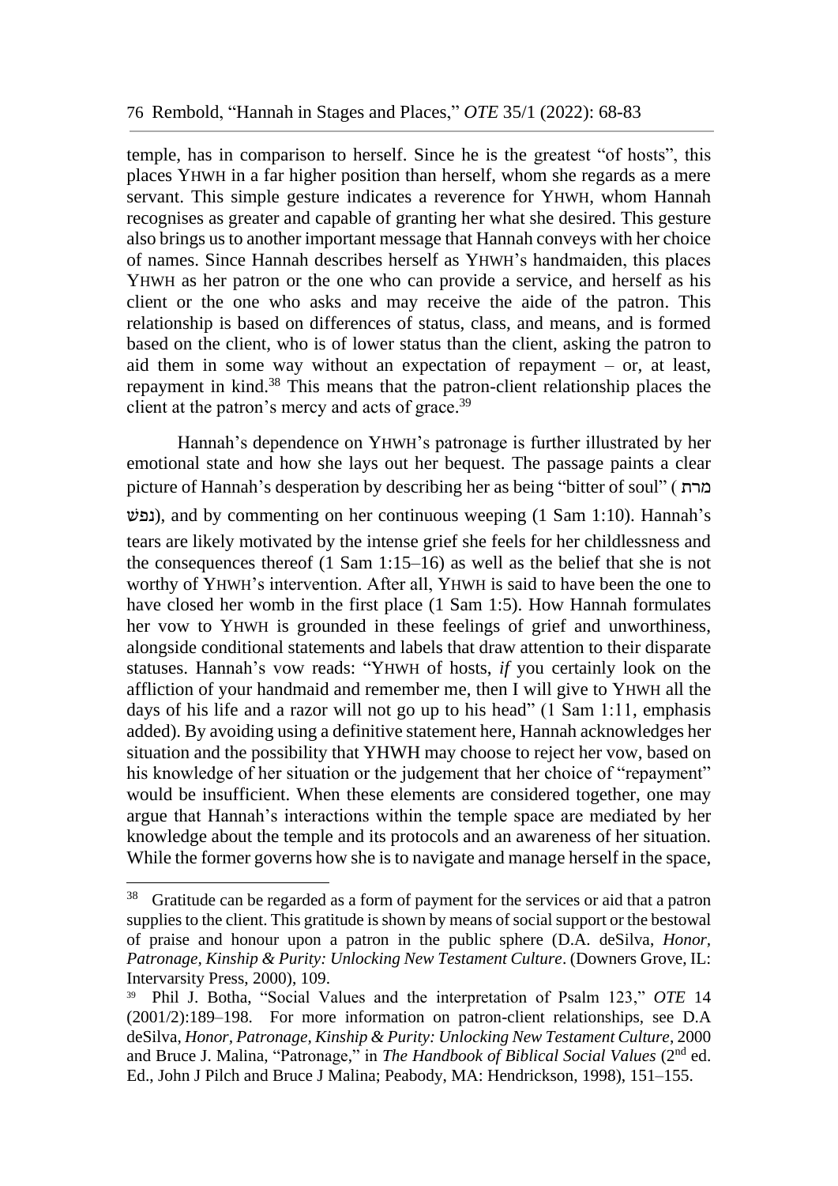temple, has in comparison to herself. Since he is the greatest "of hosts", this places YHWH in a far higher position than herself, whom she regards as a mere servant. This simple gesture indicates a reverence for YHWH, whom Hannah recognises as greater and capable of granting her what she desired. This gesture also brings us to another important message that Hannah conveys with her choice of names. Since Hannah describes herself as YHWH's handmaiden, this places YHWH as her patron or the one who can provide a service, and herself as his client or the one who asks and may receive the aide of the patron. This relationship is based on differences of status, class, and means, and is formed based on the client, who is of lower status than the client, asking the patron to aid them in some way without an expectation of repayment – or, at least, repayment in kind.[38] This means that the patron-client relationship places the client at the patron's mercy and acts of grace.[39]

Hannah's dependence on YHWH's patronage is further illustrated by her emotional state and how she lays out her bequest. The passage paints a clear picture of Hannah's desperation by describing her as being "bitter of soul" (מרת נפש), and by commenting on her continuous weeping (1 Sam 1:10). Hannah's tears are likely motivated by the intense grief she feels for her childlessness and the consequences thereof (1 Sam 1:15–16) as well as the belief that she is not worthy of YHWH's intervention. After all, YHWH is said to have been the one to have closed her womb in the first place (1 Sam 1:5). How Hannah formulates her vow to YHWH is grounded in these feelings of grief and unworthiness, alongside conditional statements and labels that draw attention to their disparate statuses. Hannah's vow reads: "YHWH of hosts, *if* you certainly look on the affliction of your handmaid and remember me, then I will give to YHWH all the days of his life and a razor will not go up to his head" (1 Sam 1:11, emphasis added). By avoiding using a definitive statement here, Hannah acknowledges her situation and the possibility that YHWH may choose to reject her vow, based on his knowledge of her situation or the judgement that her choice of "repayment" would be insufficient. When these elements are considered together, one may argue that Hannah's interactions within the temple space are mediated by her knowledge about the temple and its protocols and an awareness of her situation. While the former governs how she is to navigate and manage herself in the space,

---

[38] Gratitude can be regarded as a form of payment for the services or aid that a patron supplies to the client. This gratitude is shown by means of social support or the bestowal of praise and honour upon a patron in the public sphere (D.A. deSilva, *Honor, Patronage, Kinship & Purity: Unlocking New Testament Culture*. (Downers Grove, IL: Intervarsity Press, 2000), 109.

[39] Phil J. Botha, "Social Values and the interpretation of Psalm 123," *OTE* 14 (2001/2):189–198. For more information on patron-client relationships, see D.A deSilva, *Honor, Patronage, Kinship & Purity: Unlocking New Testament Culture*, 2000 and Bruce J. Malina, "Patronage," in *The Handbook of Biblical Social Values* (2nd ed. Ed., John J Pilch and Bruce J Malina; Peabody, MA: Hendrickson, 1998), 151–155.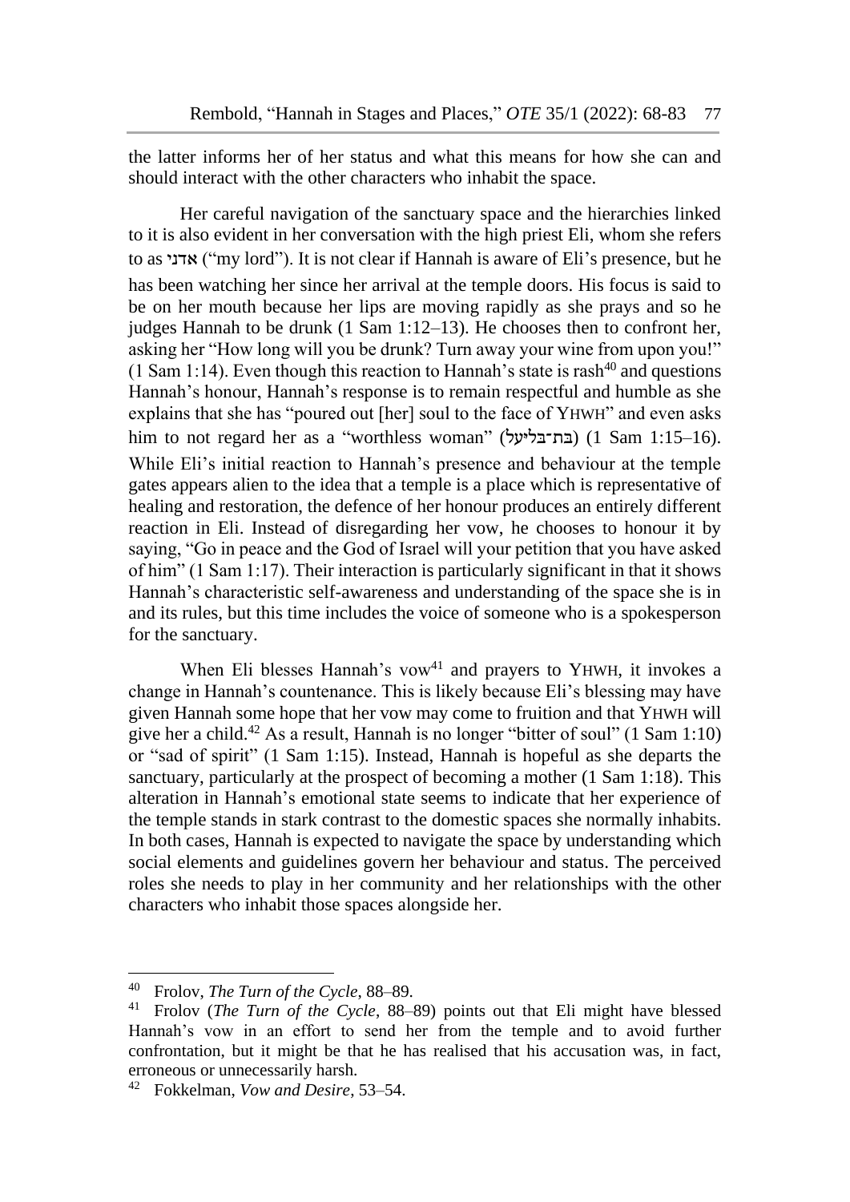the latter informs her of her status and what this means for how she can and should interact with the other characters who inhabit the space.

Her careful navigation of the sanctuary space and the hierarchies linked to it is also evident in her conversation with the high priest Eli, whom she refers to as אדני ("my lord"). It is not clear if Hannah is aware of Eli's presence, but he has been watching her since her arrival at the temple doors. His focus is said to be on her mouth because her lips are moving rapidly as she prays and so he judges Hannah to be drunk (1 Sam 1:12–13). He chooses then to confront her, asking her "How long will you be drunk? Turn away your wine from upon you!" (1 Sam 1:14). Even though this reaction to Hannah's state is rash[40] and questions Hannah's honour, Hannah's response is to remain respectful and humble as she explains that she has "poured out [her] soul to the face of YHWH" and even asks him to not regard her as a "worthless woman" (בת־בליעל) (1 Sam 1:15–16). While Eli's initial reaction to Hannah's presence and behaviour at the temple gates appears alien to the idea that a temple is a place which is representative of healing and restoration, the defence of her honour produces an entirely different reaction in Eli. Instead of disregarding her vow, he chooses to honour it by saying, "Go in peace and the God of Israel will your petition that you have asked of him" (1 Sam 1:17). Their interaction is particularly significant in that it shows Hannah's characteristic self-awareness and understanding of the space she is in and its rules, but this time includes the voice of someone who is a spokesperson for the sanctuary.

When Eli blesses Hannah's vow[41] and prayers to YHWH, it invokes a change in Hannah's countenance. This is likely because Eli's blessing may have given Hannah some hope that her vow may come to fruition and that YHWH will give her a child.[42] As a result, Hannah is no longer "bitter of soul" (1 Sam 1:10) or "sad of spirit" (1 Sam 1:15). Instead, Hannah is hopeful as she departs the sanctuary, particularly at the prospect of becoming a mother (1 Sam 1:18). This alteration in Hannah's emotional state seems to indicate that her experience of the temple stands in stark contrast to the domestic spaces she normally inhabits. In both cases, Hannah is expected to navigate the space by understanding which social elements and guidelines govern her behaviour and status. The perceived roles she needs to play in her community and her relationships with the other characters who inhabit those spaces alongside her.

---

[40] Frolov, *The Turn of the Cycle*, 88–89.

[41] Frolov (*The Turn of the Cycle*, 88–89) points out that Eli might have blessed Hannah's vow in an effort to send her from the temple and to avoid further confrontation, but it might be that he has realised that his accusation was, in fact, erroneous or unnecessarily harsh.

[42] Fokkelman, *Vow and Desire*, 53–54.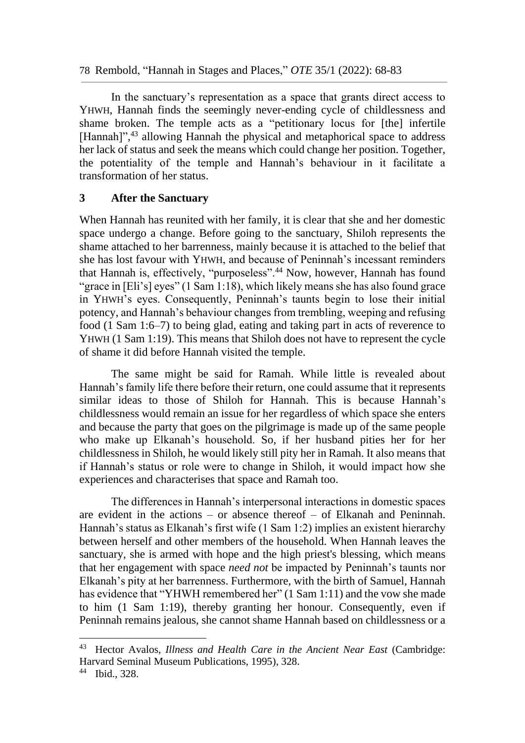In the sanctuary's representation as a space that grants direct access to YHWH, Hannah finds the seemingly never-ending cycle of childlessness and shame broken. The temple acts as a "petitionary locus for [the] infertile [Hannah]",[43] allowing Hannah the physical and metaphorical space to address her lack of status and seek the means which could change her position. Together, the potentiality of the temple and Hannah's behaviour in it facilitate a transformation of her status.

## 3 After the Sanctuary

When Hannah has reunited with her family, it is clear that she and her domestic space undergo a change. Before going to the sanctuary, Shiloh represents the shame attached to her barrenness, mainly because it is attached to the belief that she has lost favour with YHWH, and because of Peninnah's incessant reminders that Hannah is, effectively, "purposeless".[44] Now, however, Hannah has found "grace in [Eli's] eyes" (1 Sam 1:18), which likely means she has also found grace in YHWH's eyes. Consequently, Peninnah's taunts begin to lose their initial potency, and Hannah's behaviour changes from trembling, weeping and refusing food (1 Sam 1:6–7) to being glad, eating and taking part in acts of reverence to YHWH (1 Sam 1:19). This means that Shiloh does not have to represent the cycle of shame it did before Hannah visited the temple.

The same might be said for Ramah. While little is revealed about Hannah's family life there before their return, one could assume that it represents similar ideas to those of Shiloh for Hannah. This is because Hannah's childlessness would remain an issue for her regardless of which space she enters and because the party that goes on the pilgrimage is made up of the same people who make up Elkanah's household. So, if her husband pities her for her childlessness in Shiloh, he would likely still pity her in Ramah. It also means that if Hannah's status or role were to change in Shiloh, it would impact how she experiences and characterises that space and Ramah too.

The differences in Hannah's interpersonal interactions in domestic spaces are evident in the actions – or absence thereof – of Elkanah and Peninnah. Hannah's status as Elkanah's first wife (1 Sam 1:2) implies an existent hierarchy between herself and other members of the household. When Hannah leaves the sanctuary, she is armed with hope and the high priest's blessing, which means that her engagement with space *need not* be impacted by Peninnah's taunts nor Elkanah's pity at her barrenness. Furthermore, with the birth of Samuel, Hannah has evidence that "YHWH remembered her" (1 Sam 1:11) and the vow she made to him (1 Sam 1:19), thereby granting her honour. Consequently, even if Peninnah remains jealous, she cannot shame Hannah based on childlessness or a

---

[43] Hector Avalos, *Illness and Health Care in the Ancient Near East* (Cambridge: Harvard Seminal Museum Publications, 1995), 328.

[44] Ibid., 328.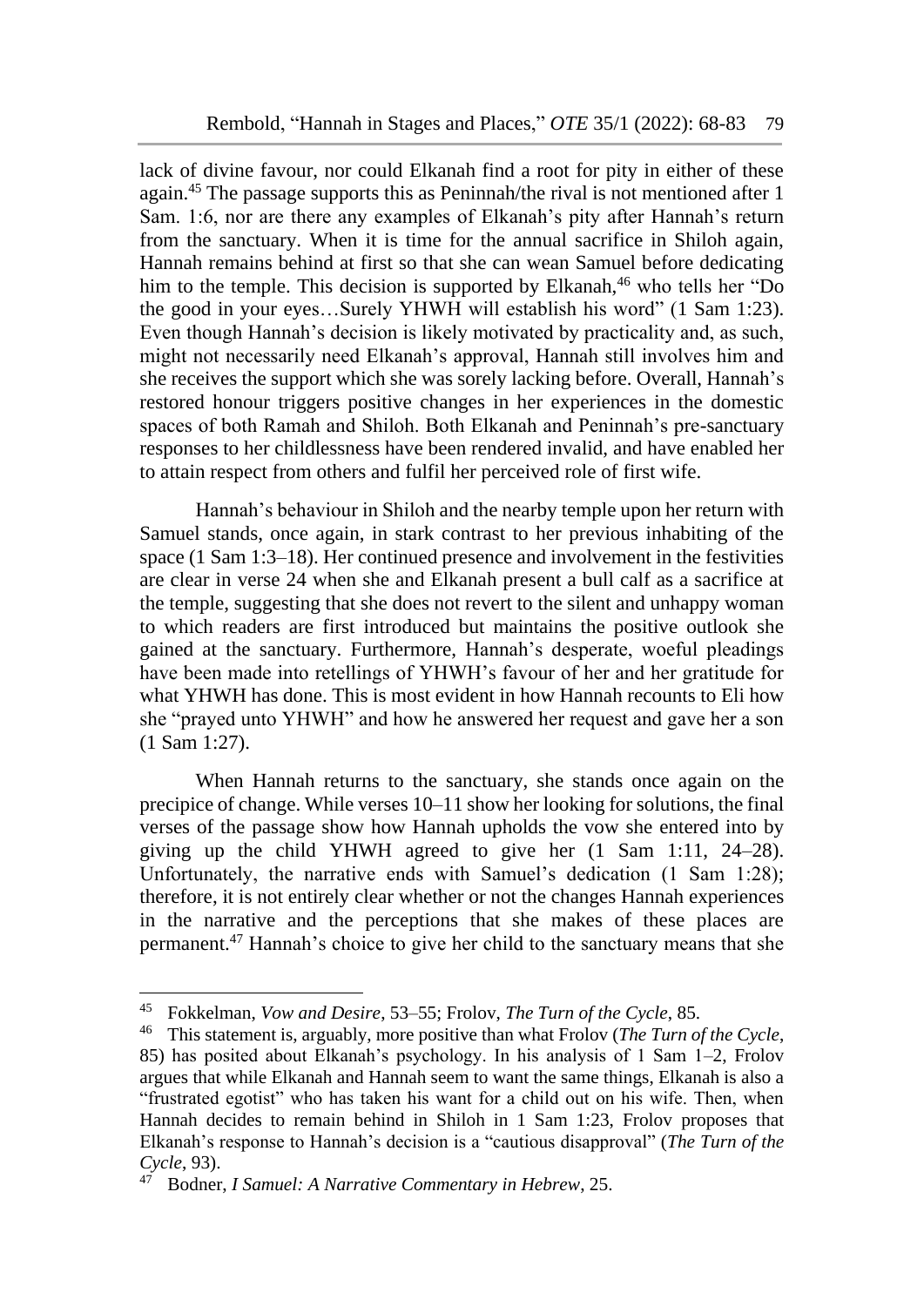lack of divine favour, nor could Elkanah find a root for pity in either of these again.[45] The passage supports this as Peninnah/the rival is not mentioned after 1 Sam. 1:6, nor are there any examples of Elkanah's pity after Hannah's return from the sanctuary. When it is time for the annual sacrifice in Shiloh again, Hannah remains behind at first so that she can wean Samuel before dedicating him to the temple. This decision is supported by Elkanah,[46] who tells her "Do the good in your eyes…Surely YHWH will establish his word" (1 Sam 1:23). Even though Hannah's decision is likely motivated by practicality and, as such, might not necessarily need Elkanah's approval, Hannah still involves him and she receives the support which she was sorely lacking before. Overall, Hannah's restored honour triggers positive changes in her experiences in the domestic spaces of both Ramah and Shiloh. Both Elkanah and Peninnah's pre-sanctuary responses to her childlessness have been rendered invalid, and have enabled her to attain respect from others and fulfil her perceived role of first wife.

Hannah's behaviour in Shiloh and the nearby temple upon her return with Samuel stands, once again, in stark contrast to her previous inhabiting of the space (1 Sam 1:3–18). Her continued presence and involvement in the festivities are clear in verse 24 when she and Elkanah present a bull calf as a sacrifice at the temple, suggesting that she does not revert to the silent and unhappy woman to which readers are first introduced but maintains the positive outlook she gained at the sanctuary. Furthermore, Hannah's desperate, woeful pleadings have been made into retellings of YHWH's favour of her and her gratitude for what YHWH has done. This is most evident in how Hannah recounts to Eli how she "prayed unto YHWH" and how he answered her request and gave her a son (1 Sam 1:27).

When Hannah returns to the sanctuary, she stands once again on the precipice of change. While verses 10–11 show her looking for solutions, the final verses of the passage show how Hannah upholds the vow she entered into by giving up the child YHWH agreed to give her (1 Sam 1:11, 24–28). Unfortunately, the narrative ends with Samuel's dedication (1 Sam 1:28); therefore, it is not entirely clear whether or not the changes Hannah experiences in the narrative and the perceptions that she makes of these places are permanent.[47] Hannah's choice to give her child to the sanctuary means that she

---

[45] Fokkelman, *Vow and Desire*, 53–55; Frolov, *The Turn of the Cycle*, 85.

[46] This statement is, arguably, more positive than what Frolov (*The Turn of the Cycle*, 85) has posited about Elkanah's psychology. In his analysis of 1 Sam 1–2, Frolov argues that while Elkanah and Hannah seem to want the same things, Elkanah is also a "frustrated egotist" who has taken his want for a child out on his wife. Then, when Hannah decides to remain behind in Shiloh in 1 Sam 1:23, Frolov proposes that Elkanah's response to Hannah's decision is a "cautious disapproval" (*The Turn of the Cycle*, 93).

[47] Bodner, *I Samuel: A Narrative Commentary in Hebrew*, 25.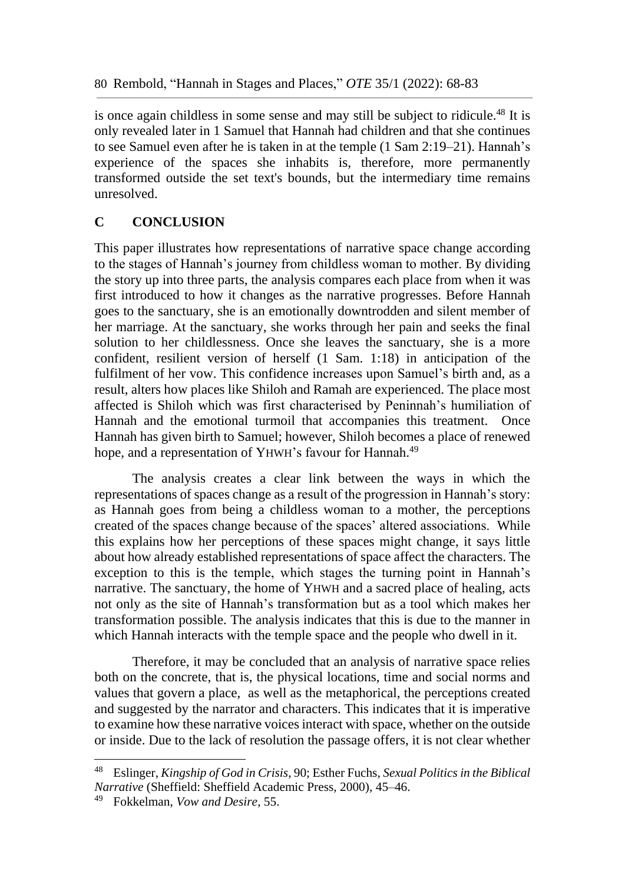is once again childless in some sense and may still be subject to ridicule.[48] It is only revealed later in 1 Samuel that Hannah had children and that she continues to see Samuel even after he is taken in at the temple (1 Sam 2:19–21). Hannah's experience of the spaces she inhabits is, therefore, more permanently transformed outside the set text's bounds, but the intermediary time remains unresolved.

## C CONCLUSION

This paper illustrates how representations of narrative space change according to the stages of Hannah's journey from childless woman to mother. By dividing the story up into three parts, the analysis compares each place from when it was first introduced to how it changes as the narrative progresses. Before Hannah goes to the sanctuary, she is an emotionally downtrodden and silent member of her marriage. At the sanctuary, she works through her pain and seeks the final solution to her childlessness. Once she leaves the sanctuary, she is a more confident, resilient version of herself (1 Sam. 1:18) in anticipation of the fulfilment of her vow. This confidence increases upon Samuel's birth and, as a result, alters how places like Shiloh and Ramah are experienced. The place most affected is Shiloh which was first characterised by Peninnah's humiliation of Hannah and the emotional turmoil that accompanies this treatment. Once Hannah has given birth to Samuel; however, Shiloh becomes a place of renewed hope, and a representation of YHWH's favour for Hannah.[49]

The analysis creates a clear link between the ways in which the representations of spaces change as a result of the progression in Hannah's story: as Hannah goes from being a childless woman to a mother, the perceptions created of the spaces change because of the spaces' altered associations. While this explains how her perceptions of these spaces might change, it says little about how already established representations of space affect the characters. The exception to this is the temple, which stages the turning point in Hannah's narrative. The sanctuary, the home of YHWH and a sacred place of healing, acts not only as the site of Hannah's transformation but as a tool which makes her transformation possible. The analysis indicates that this is due to the manner in which Hannah interacts with the temple space and the people who dwell in it.

Therefore, it may be concluded that an analysis of narrative space relies both on the concrete, that is, the physical locations, time and social norms and values that govern a place, as well as the metaphorical, the perceptions created and suggested by the narrator and characters. This indicates that it is imperative to examine how these narrative voices interact with space, whether on the outside or inside. Due to the lack of resolution the passage offers, it is not clear whether

---

[48] Eslinger, *Kingship of God in Crisis*, 90; Esther Fuchs, *Sexual Politics in the Biblical Narrative* (Sheffield: Sheffield Academic Press, 2000), 45–46.

[49] Fokkelman, *Vow and Desire*, 55.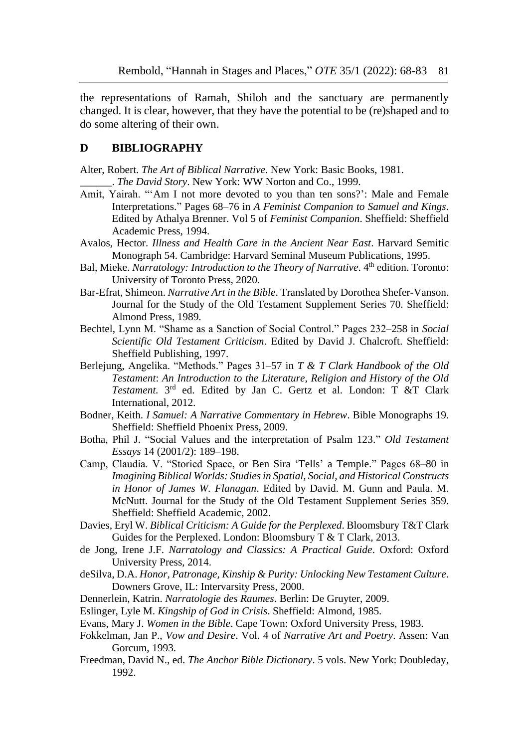the representations of Ramah, Shiloh and the sanctuary are permanently changed. It is clear, however, that they have the potential to be (re)shaped and to do some altering of their own.

## D BIBLIOGRAPHY

Alter, Robert. *The Art of Biblical Narrative*. New York: Basic Books, 1981.

______. *The David Story*. New York: WW Norton and Co., 1999.

Amit, Yairah. "'Am I not more devoted to you than ten sons?': Male and Female Interpretations." Pages 68–76 in *A Feminist Companion to Samuel and Kings*. Edited by Athalya Brenner. Vol 5 of *Feminist Companion*. Sheffield: Sheffield Academic Press, 1994.

Avalos, Hector. *Illness and Health Care in the Ancient Near East*. Harvard Semitic Monograph 54. Cambridge: Harvard Seminal Museum Publications, 1995.

Bal, Mieke. *Narratology: Introduction to the Theory of Narrative*. 4th edition. Toronto: University of Toronto Press, 2020.

Bar-Efrat, Shimeon. *Narrative Art in the Bible*. Translated by Dorothea Shefer-Vanson. Journal for the Study of the Old Testament Supplement Series 70. Sheffield: Almond Press, 1989.

Bechtel, Lynn M. "Shame as a Sanction of Social Control." Pages 232–258 in *Social Scientific Old Testament Criticism*. Edited by David J. Chalcroft. Sheffield: Sheffield Publishing, 1997.

Berlejung, Angelika. "Methods." Pages 31–57 in *T & T Clark Handbook of the Old Testament*: *An Introduction to the Literature, Religion and History of the Old Testament.* 3rd ed. Edited by Jan C. Gertz et al. London: T &T Clark International, 2012.

Bodner, Keith. *I Samuel: A Narrative Commentary in Hebrew*. Bible Monographs 19. Sheffield: Sheffield Phoenix Press, 2009.

Botha, Phil J. "Social Values and the interpretation of Psalm 123." *Old Testament Essays* 14 (2001/2): 189–198.

Camp, Claudia. V. "Storied Space, or Ben Sira 'Tells' a Temple." Pages 68–80 in *Imagining Biblical Worlds: Studies in Spatial, Social, and Historical Constructs in Honor of James W. Flanagan*. Edited by David. M. Gunn and Paula. M. McNutt. Journal for the Study of the Old Testament Supplement Series 359. Sheffield: Sheffield Academic, 2002.

Davies, Eryl W. *Biblical Criticism: A Guide for the Perplexed*. Bloomsbury T&T Clark Guides for the Perplexed. London: Bloomsbury T & T Clark, 2013.

de Jong, Irene J.F. *Narratology and Classics: A Practical Guide*. Oxford: Oxford University Press, 2014.

deSilva, D.A. *Honor, Patronage, Kinship & Purity: Unlocking New Testament Culture*. Downers Grove, IL: Intervarsity Press, 2000.

Dennerlein, Katrin. *Narratologie des Raumes*. Berlin: De Gruyter, 2009.

Eslinger, Lyle M. *Kingship of God in Crisis*. Sheffield: Almond, 1985.

Evans, Mary J. *Women in the Bible*. Cape Town: Oxford University Press, 1983.

Fokkelman, Jan P., *Vow and Desire*. Vol. 4 of *Narrative Art and Poetry*. Assen: Van Gorcum, 1993.

Freedman, David N., ed. *The Anchor Bible Dictionary*. 5 vols. New York: Doubleday, 1992.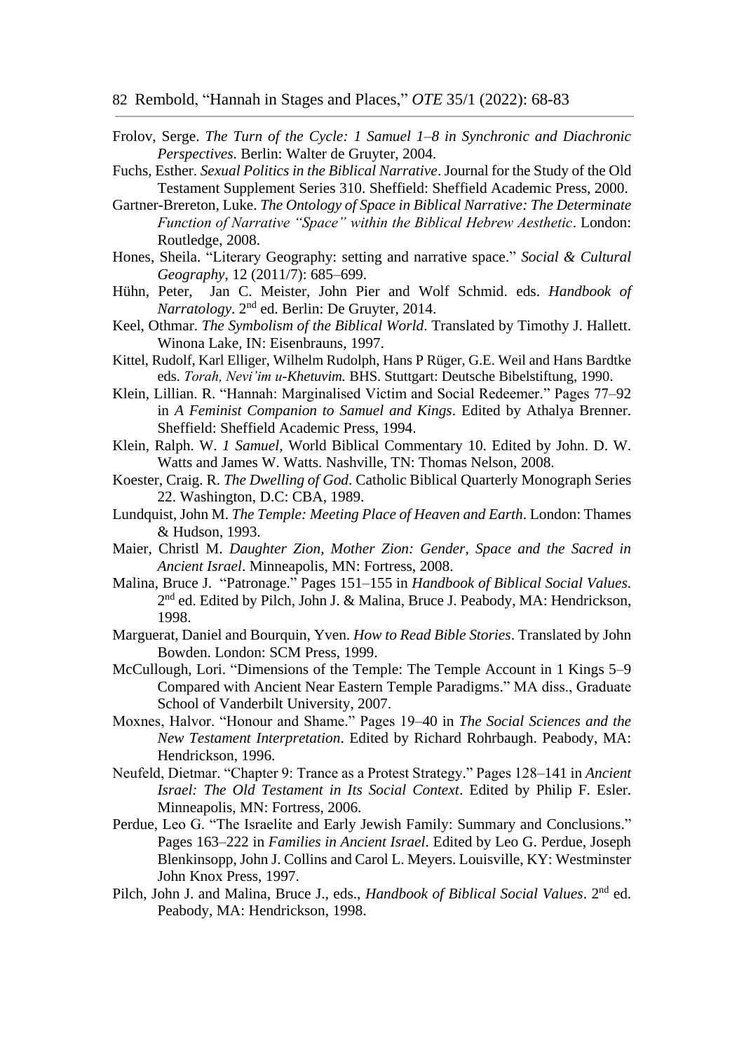Frolov, Serge. *The Turn of the Cycle: 1 Samuel 1–8 in Synchronic and Diachronic Perspectives*. Berlin: Walter de Gruyter, 2004.

Fuchs, Esther. *Sexual Politics in the Biblical Narrative*. Journal for the Study of the Old Testament Supplement Series 310. Sheffield: Sheffield Academic Press, 2000.

Gartner-Brereton, Luke. *The Ontology of Space in Biblical Narrative: The Determinate Function of Narrative "Space" within the Biblical Hebrew Aesthetic*. London: Routledge, 2008.

Hones, Sheila. "Literary Geography: setting and narrative space." *Social & Cultural Geography*, 12 (2011/7): 685–699.

Hühn, Peter, Jan C. Meister, John Pier and Wolf Schmid. eds. *Handbook of Narratology*. 2nd ed. Berlin: De Gruyter, 2014.

Keel, Othmar. *The Symbolism of the Biblical World*. Translated by Timothy J. Hallett. Winona Lake, IN: Eisenbrauns, 1997.

Kittel, Rudolf, Karl Elliger, Wilhelm Rudolph, Hans P Rüger, G.E. Weil and Hans Bardtke eds. *Torah, Nevi'im u-Khetuvim.* BHS. Stuttgart: Deutsche Bibelstiftung, 1990.

Klein, Lillian. R. "Hannah: Marginalised Victim and Social Redeemer." Pages 77–92 in *A Feminist Companion to Samuel and Kings*. Edited by Athalya Brenner. Sheffield: Sheffield Academic Press, 1994.

Klein, Ralph. W. *1 Samuel*, World Biblical Commentary 10. Edited by John. D. W. Watts and James W. Watts. Nashville, TN: Thomas Nelson, 2008.

Koester, Craig. R. *The Dwelling of God*. Catholic Biblical Quarterly Monograph Series 22. Washington, D.C: CBA, 1989.

Lundquist, John M. *The Temple: Meeting Place of Heaven and Earth*. London: Thames & Hudson, 1993.

Maier, Christl M. *Daughter Zion, Mother Zion: Gender, Space and the Sacred in Ancient Israel*. Minneapolis, MN: Fortress, 2008.

Malina, Bruce J. "Patronage." Pages 151–155 in *Handbook of Biblical Social Values*. 2nd ed. Edited by Pilch, John J. & Malina, Bruce J. Peabody, MA: Hendrickson, 1998.

Marguerat, Daniel and Bourquin, Yven. *How to Read Bible Stories*. Translated by John Bowden. London: SCM Press, 1999.

McCullough, Lori. "Dimensions of the Temple: The Temple Account in 1 Kings 5–9 Compared with Ancient Near Eastern Temple Paradigms." MA diss., Graduate School of Vanderbilt University, 2007.

Moxnes, Halvor. "Honour and Shame." Pages 19–40 in *The Social Sciences and the New Testament Interpretation*. Edited by Richard Rohrbaugh. Peabody, MA: Hendrickson, 1996.

Neufeld, Dietmar. "Chapter 9: Trance as a Protest Strategy." Pages 128–141 in *Ancient Israel: The Old Testament in Its Social Context*. Edited by Philip F. Esler. Minneapolis, MN: Fortress, 2006.

Perdue, Leo G. "The Israelite and Early Jewish Family: Summary and Conclusions." Pages 163–222 in *Families in Ancient Israel*. Edited by Leo G. Perdue, Joseph Blenkinsopp, John J. Collins and Carol L. Meyers. Louisville, KY: Westminster John Knox Press, 1997.

Pilch, John J. and Malina, Bruce J., eds., *Handbook of Biblical Social Values*. 2nd ed. Peabody, MA: Hendrickson, 1998.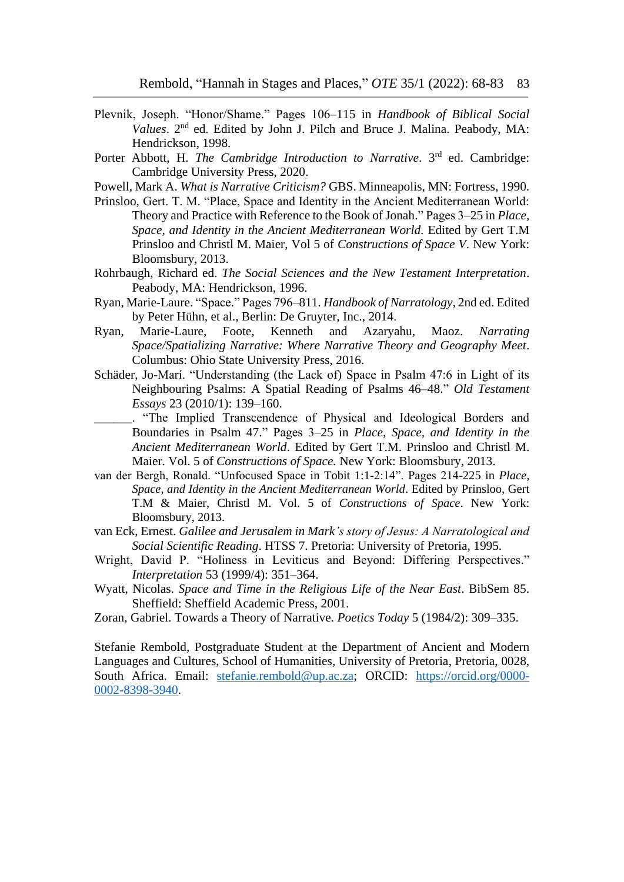Plevnik, Joseph. "Honor/Shame." Pages 106–115 in *Handbook of Biblical Social Values*. 2nd ed. Edited by John J. Pilch and Bruce J. Malina. Peabody, MA: Hendrickson, 1998.

Porter Abbott, H. *The Cambridge Introduction to Narrative*. 3rd ed. Cambridge: Cambridge University Press, 2020.

Powell, Mark A. *What is Narrative Criticism?* GBS. Minneapolis, MN: Fortress, 1990.

Prinsloo, Gert. T. M. "Place, Space and Identity in the Ancient Mediterranean World: Theory and Practice with Reference to the Book of Jonah." Pages 3–25 in *Place, Space, and Identity in the Ancient Mediterranean World.* Edited by Gert T.M Prinsloo and Christl M. Maier, Vol 5 of *Constructions of Space V*. New York: Bloomsbury, 2013.

Rohrbaugh, Richard ed. *The Social Sciences and the New Testament Interpretation*. Peabody, MA: Hendrickson, 1996.

Ryan, Marie-Laure. "Space." Pages 796–811. *Handbook of Narratology*, 2nd ed. Edited by Peter Hühn, et al., Berlin: De Gruyter, Inc., 2014.

Ryan, Marie-Laure, Foote, Kenneth and Azaryahu, Maoz. *Narrating Space/Spatializing Narrative: Where Narrative Theory and Geography Meet*. Columbus: Ohio State University Press, 2016.

Schäder, Jo-Marí. "Understanding (the Lack of) Space in Psalm 47:6 in Light of its Neighbouring Psalms: A Spatial Reading of Psalms 46–48." *Old Testament Essays* 23 (2010/1): 139–160.

______. "The Implied Transcendence of Physical and Ideological Borders and Boundaries in Psalm 47." Pages 3–25 in *Place, Space, and Identity in the Ancient Mediterranean World*. Edited by Gert T.M. Prinsloo and Christl M. Maier. Vol. 5 of *Constructions of Space.* New York: Bloomsbury, 2013.

van der Bergh, Ronald. "Unfocused Space in Tobit 1:1-2:14". Pages 214-225 in *Place, Space, and Identity in the Ancient Mediterranean World*. Edited by Prinsloo, Gert T.M & Maier, Christl M. Vol. 5 of *Constructions of Space*. New York: Bloomsbury, 2013.

van Eck, Ernest. *Galilee and Jerusalem in Mark's story of Jesus: A Narratological and Social Scientific Reading*. HTSS 7. Pretoria: University of Pretoria, 1995.

Wright, David P. "Holiness in Leviticus and Beyond: Differing Perspectives." *Interpretation* 53 (1999/4): 351–364.

Wyatt, Nicolas. *Space and Time in the Religious Life of the Near East*. BibSem 85. Sheffield: Sheffield Academic Press, 2001.

Zoran, Gabriel. Towards a Theory of Narrative. *Poetics Today* 5 (1984/2): 309–335.

Stefanie Rembold, Postgraduate Student at the Department of Ancient and Modern Languages and Cultures, School of Humanities, University of Pretoria, Pretoria, 0028, South Africa. Email: stefanie.rembold@up.ac.za; ORCID: https://orcid.org/0000-0002-8398-3940.